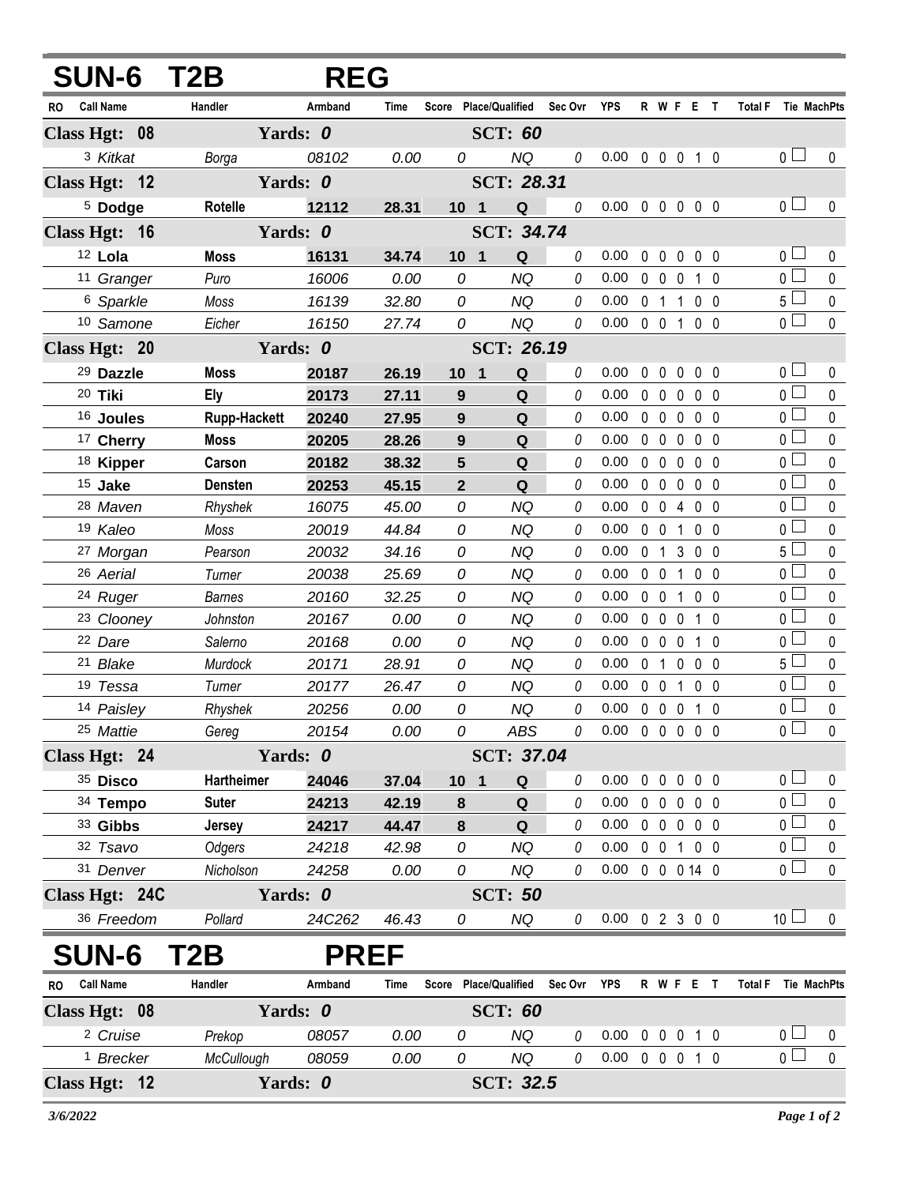# SUN-6 T2B REG

| RO | Call Name | Handler | Armband | Time | Score | Place/Qualified | Sec Ovr | YPS | R | W | F | E | T | Total F | Tie | MachPts |
|---|---|---|---|---|---|---|---|---|---|---|---|---|---|---|---|---|
| **Class Hgt: 08** | | **Yards: 0** | | | | **SCT: 60** | | | | | | | | | | |
| 3 | *Kitkat* | *Borga* | *08102* | *0.00* | *0* | *NQ* | 0 | 0.00 | 0 | 0 | 0 | 1 | 0 | 0 | ☐ | 0 |
| **Class Hgt: 12** | | **Yards: 0** | | | | **SCT: 28.31** | | | | | | | | | | |
| 5 | **Dodge** | **Rotelle** | **12112** | **28.31** | **10** | **1 Q** | 0 | 0.00 | 0 | 0 | 0 | 0 | 0 | 0 | ☐ | 0 |
| **Class Hgt: 16** | | **Yards: 0** | | | | **SCT: 34.74** | | | | | | | | | | |
| 12 | **Lola** | **Moss** | **16131** | **34.74** | **10** | **1 Q** | 0 | 0.00 | 0 | 0 | 0 | 0 | 0 | 0 | ☐ | 0 |
| 11 | *Granger* | *Puro* | *16006* | *0.00* | *0* | *NQ* | 0 | 0.00 | 0 | 0 | 0 | 1 | 0 | 0 | ☐ | 0 |
| 6 | *Sparkle* | *Moss* | *16139* | *32.80* | *0* | *NQ* | 0 | 0.00 | 0 | 1 | 1 | 0 | 0 | 5 | ☐ | 0 |
| 10 | *Samone* | *Eicher* | *16150* | *27.74* | *0* | *NQ* | 0 | 0.00 | 0 | 0 | 1 | 0 | 0 | 0 | ☐ | 0 |
| **Class Hgt: 20** | | **Yards: 0** | | | | **SCT: 26.19** | | | | | | | | | | |
| 29 | **Dazzle** | **Moss** | **20187** | **26.19** | **10** | **1 Q** | 0 | 0.00 | 0 | 0 | 0 | 0 | 0 | 0 | ☐ | 0 |
| 20 | **Tiki** | **Ely** | **20173** | **27.11** | **9** | **Q** | 0 | 0.00 | 0 | 0 | 0 | 0 | 0 | 0 | ☐ | 0 |
| 16 | **Joules** | **Rupp-Hackett** | **20240** | **27.95** | **9** | **Q** | 0 | 0.00 | 0 | 0 | 0 | 0 | 0 | 0 | ☐ | 0 |
| 17 | **Cherry** | **Moss** | **20205** | **28.26** | **9** | **Q** | 0 | 0.00 | 0 | 0 | 0 | 0 | 0 | 0 | ☐ | 0 |
| 18 | **Kipper** | **Carson** | **20182** | **38.32** | **5** | **Q** | 0 | 0.00 | 0 | 0 | 0 | 0 | 0 | 0 | ☐ | 0 |
| 15 | **Jake** | **Densten** | **20253** | **45.15** | **2** | **Q** | 0 | 0.00 | 0 | 0 | 0 | 0 | 0 | 0 | ☐ | 0 |
| 28 | *Maven* | *Rhyshek* | *16075* | *45.00* | *0* | *NQ* | 0 | 0.00 | 0 | 0 | 4 | 0 | 0 | 0 | ☐ | 0 |
| 19 | *Kaleo* | *Moss* | *20019* | *44.84* | *0* | *NQ* | 0 | 0.00 | 0 | 0 | 1 | 0 | 0 | 0 | ☐ | 0 |
| 27 | *Morgan* | *Pearson* | *20032* | *34.16* | *0* | *NQ* | 0 | 0.00 | 0 | 1 | 3 | 0 | 0 | 5 | ☐ | 0 |
| 26 | *Aerial* | *Turner* | *20038* | *25.69* | *0* | *NQ* | 0 | 0.00 | 0 | 0 | 1 | 0 | 0 | 0 | ☐ | 0 |
| 24 | *Ruger* | *Barnes* | *20160* | *32.25* | *0* | *NQ* | 0 | 0.00 | 0 | 0 | 1 | 0 | 0 | 0 | ☐ | 0 |
| 23 | *Clooney* | *Johnston* | *20167* | *0.00* | *0* | *NQ* | 0 | 0.00 | 0 | 0 | 0 | 1 | 0 | 0 | ☐ | 0 |
| 22 | *Dare* | *Salerno* | *20168* | *0.00* | *0* | *NQ* | 0 | 0.00 | 0 | 0 | 0 | 1 | 0 | 0 | ☐ | 0 |
| 21 | *Blake* | *Murdock* | *20171* | *28.91* | *0* | *NQ* | 0 | 0.00 | 0 | 1 | 0 | 0 | 0 | 5 | ☐ | 0 |
| 19 | *Tessa* | *Turner* | *20177* | *26.47* | *0* | *NQ* | 0 | 0.00 | 0 | 0 | 1 | 0 | 0 | 0 | ☐ | 0 |
| 14 | *Paisley* | *Rhyshek* | *20256* | *0.00* | *0* | *NQ* | 0 | 0.00 | 0 | 0 | 0 | 1 | 0 | 0 | ☐ | 0 |
| 25 | *Mattie* | *Gereg* | *20154* | *0.00* | *0* | *ABS* | 0 | 0.00 | 0 | 0 | 0 | 0 | 0 | 0 | ☐ | 0 |
| **Class Hgt: 24** | | **Yards: 0** | | | | **SCT: 37.04** | | | | | | | | | | |
| 35 | **Disco** | **Hartheimer** | **24046** | **37.04** | **10** | **1 Q** | 0 | 0.00 | 0 | 0 | 0 | 0 | 0 | 0 | ☐ | 0 |
| 34 | **Tempo** | **Suter** | **24213** | **42.19** | **8** | **Q** | 0 | 0.00 | 0 | 0 | 0 | 0 | 0 | 0 | ☐ | 0 |
| 33 | **Gibbs** | **Jersey** | **24217** | **44.47** | **8** | **Q** | 0 | 0.00 | 0 | 0 | 0 | 0 | 0 | 0 | ☐ | 0 |
| 32 | *Tsavo* | *Odgers* | *24218* | *42.98* | *0* | *NQ* | 0 | 0.00 | 0 | 0 | 1 | 0 | 0 | 0 | ☐ | 0 |
| 31 | *Denver* | *Nicholson* | *24258* | *0.00* | *0* | *NQ* | 0 | 0.00 | 0 | 0 | 0 | 14 | 0 | 0 | ☐ | 0 |
| **Class Hgt: 24C** | | **Yards: 0** | | | | **SCT: 50** | | | | | | | | | | |
| 36 | *Freedom* | *Pollard* | *24C262* | *46.43* | *0* | *NQ* | 0 | 0.00 | 0 | 2 | 3 | 0 | 0 | 10 | ☐ | 0 |

# SUN-6 T2B PREF

| RO | Call Name | Handler | Armband | Time | Score | Place/Qualified | Sec Ovr | YPS | R | W | F | E | T | Total F | Tie | MachPts |
|---|---|---|---|---|---|---|---|---|---|---|---|---|---|---|---|---|
| **Class Hgt: 08** | | **Yards: 0** | | | | **SCT: 60** | | | | | | | | | | |
| 2 | *Cruise* | *Prekop* | *08057* | *0.00* | *0* | *NQ* | 0 | 0.00 | 0 | 0 | 0 | 1 | 0 | 0 | ☐ | 0 |
| 1 | *Brecker* | *McCullough* | *08059* | *0.00* | *0* | *NQ* | 0 | 0.00 | 0 | 0 | 0 | 1 | 0 | 0 | ☐ | 0 |
| **Class Hgt: 12** | | **Yards: 0** | | | | **SCT: 32.5** | | | | | | | | | | |

*3/6/2022*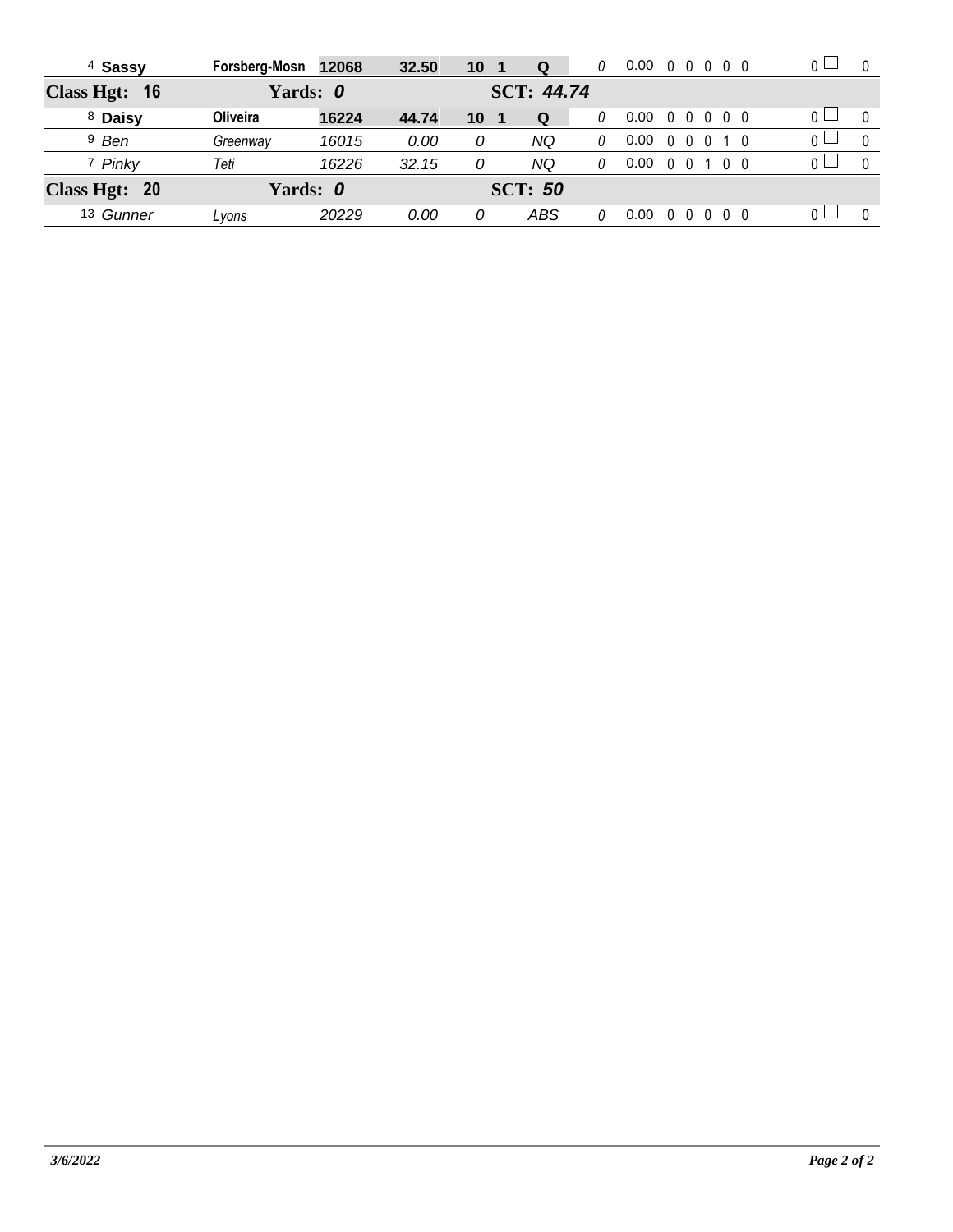| | | | | | | | | | | | | | | | | | |
|---|---|---|---|---|---|---|---|---|---|---|---|---|---|---|---|---|---|
| 4 **Sassy** | **Forsberg-Mosn** | **12068** | **32.50** | **10** | **1** | **Q** | 0 | 0.00 | 0 | 0 | 0 | 0 | 0 | 0 | ☐ | 0 |
| **Class Hgt: 16** | | **Yards: *0*** | | | | **SCT: *44.74*** | | | | | | | | | | |
| 8 **Daisy** | **Oliveira** | **16224** | **44.74** | **10** | **1** | **Q** | 0 | 0.00 | 0 | 0 | 0 | 0 | 0 | 0 | ☐ | 0 |
| 9 *Ben* | *Greenway* | *16015* | *0.00* | *0* | | *NQ* | 0 | 0.00 | 0 | 0 | 0 | 1 | 0 | 0 | ☐ | 0 |
| 7 *Pinky* | *Teti* | *16226* | *32.15* | *0* | | *NQ* | 0 | 0.00 | 0 | 0 | 1 | 0 | 0 | 0 | ☐ | 0 |
| **Class Hgt: 20** | | **Yards: *0*** | | | | **SCT: *50*** | | | | | | | | | | |
| 13 *Gunner* | *Lyons* | *20229* | *0.00* | *0* | | *ABS* | 0 | 0.00 | 0 | 0 | 0 | 0 | 0 | 0 | ☐ | 0 |

*3/6/2022*